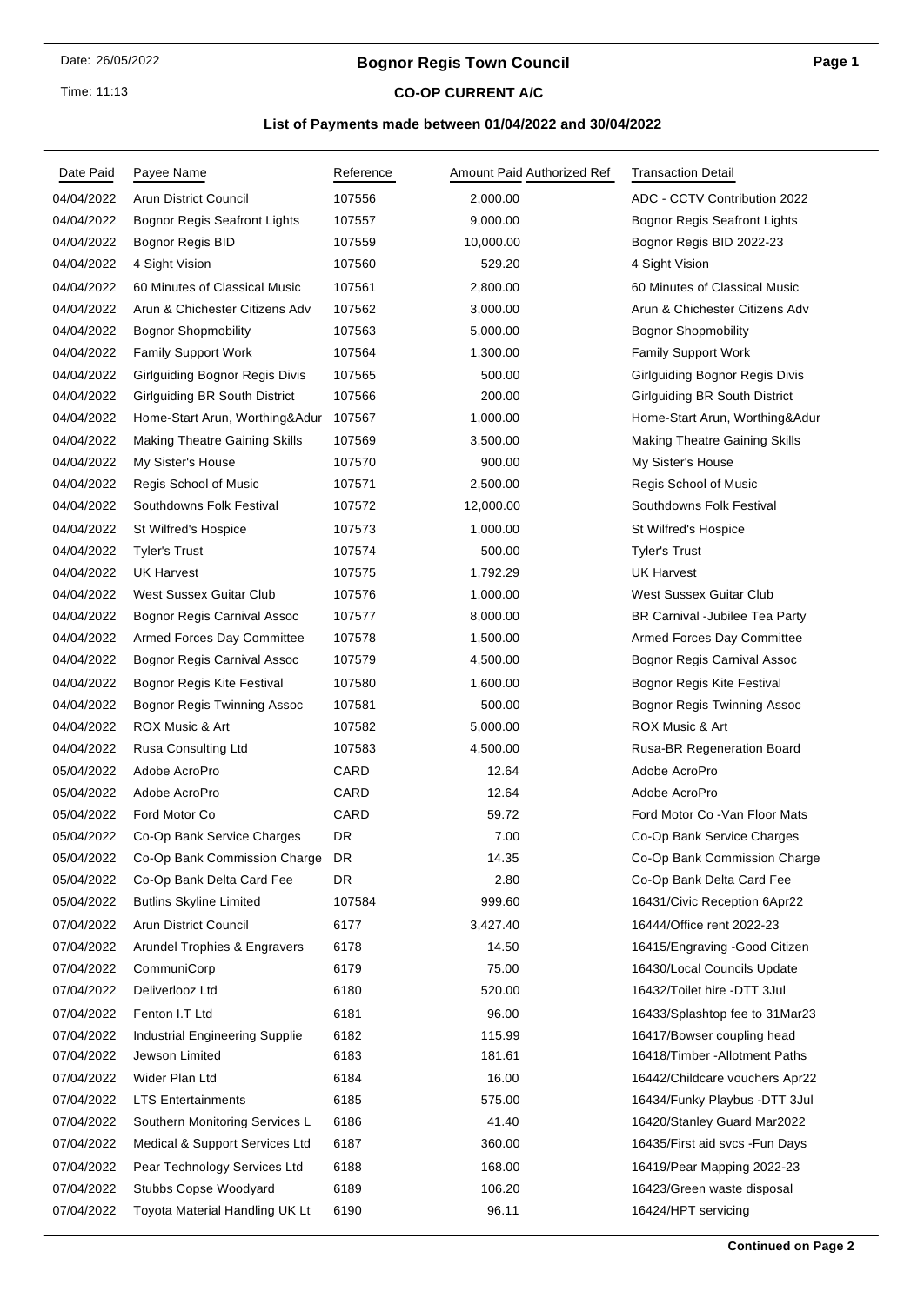Date: 26/05/2022

Time: 11:13

# Bognor Regis Town Council

## CO-OP CURRENT A/C

### List of Payments made between 01/04/2022 and 30/04/2022

| Date Paid | Payee Name | Reference | Amount Paid | Authorized Ref | Transaction Detail |
|---|---|---|---|---|---|
| 04/04/2022 | Arun District Council | 107556 | 2,000.00 | | ADC - CCTV Contribution 2022 |
| 04/04/2022 | Bognor Regis Seafront Lights | 107557 | 9,000.00 | | Bognor Regis Seafront Lights |
| 04/04/2022 | Bognor Regis BID | 107559 | 10,000.00 | | Bognor Regis BID 2022-23 |
| 04/04/2022 | 4 Sight Vision | 107560 | 529.20 | | 4 Sight Vision |
| 04/04/2022 | 60 Minutes of Classical Music | 107561 | 2,800.00 | | 60 Minutes of Classical Music |
| 04/04/2022 | Arun & Chichester Citizens Adv | 107562 | 3,000.00 | | Arun & Chichester Citizens Adv |
| 04/04/2022 | Bognor Shopmobility | 107563 | 5,000.00 | | Bognor Shopmobility |
| 04/04/2022 | Family Support Work | 107564 | 1,300.00 | | Family Support Work |
| 04/04/2022 | Girlguiding Bognor Regis Divis | 107565 | 500.00 | | Girlguiding Bognor Regis Divis |
| 04/04/2022 | Girlguiding BR South District | 107566 | 200.00 | | Girlguiding BR South District |
| 04/04/2022 | Home-Start Arun, Worthing&Adur | 107567 | 1,000.00 | | Home-Start Arun, Worthing&Adur |
| 04/04/2022 | Making Theatre Gaining Skills | 107569 | 3,500.00 | | Making Theatre Gaining Skills |
| 04/04/2022 | My Sister's House | 107570 | 900.00 | | My Sister's House |
| 04/04/2022 | Regis School of Music | 107571 | 2,500.00 | | Regis School of Music |
| 04/04/2022 | Southdowns Folk Festival | 107572 | 12,000.00 | | Southdowns Folk Festival |
| 04/04/2022 | St Wilfred's Hospice | 107573 | 1,000.00 | | St Wilfred's Hospice |
| 04/04/2022 | Tyler's Trust | 107574 | 500.00 | | Tyler's Trust |
| 04/04/2022 | UK Harvest | 107575 | 1,792.29 | | UK Harvest |
| 04/04/2022 | West Sussex Guitar Club | 107576 | 1,000.00 | | West Sussex Guitar Club |
| 04/04/2022 | Bognor Regis Carnival Assoc | 107577 | 8,000.00 | | BR Carnival -Jubilee Tea Party |
| 04/04/2022 | Armed Forces Day Committee | 107578 | 1,500.00 | | Armed Forces Day Committee |
| 04/04/2022 | Bognor Regis Carnival Assoc | 107579 | 4,500.00 | | Bognor Regis Carnival Assoc |
| 04/04/2022 | Bognor Regis Kite Festival | 107580 | 1,600.00 | | Bognor Regis Kite Festival |
| 04/04/2022 | Bognor Regis Twinning Assoc | 107581 | 500.00 | | Bognor Regis Twinning Assoc |
| 04/04/2022 | ROX Music & Art | 107582 | 5,000.00 | | ROX Music & Art |
| 04/04/2022 | Rusa Consulting Ltd | 107583 | 4,500.00 | | Rusa-BR Regeneration Board |
| 05/04/2022 | Adobe AcroPro | CARD | 12.64 | | Adobe AcroPro |
| 05/04/2022 | Adobe AcroPro | CARD | 12.64 | | Adobe AcroPro |
| 05/04/2022 | Ford Motor Co | CARD | 59.72 | | Ford Motor Co -Van Floor Mats |
| 05/04/2022 | Co-Op Bank Service Charges | DR | 7.00 | | Co-Op Bank Service Charges |
| 05/04/2022 | Co-Op Bank Commission Charge | DR | 14.35 | | Co-Op Bank Commission Charge |
| 05/04/2022 | Co-Op Bank Delta Card Fee | DR | 2.80 | | Co-Op Bank Delta Card Fee |
| 05/04/2022 | Butlins Skyline Limited | 107584 | 999.60 | | 16431/Civic Reception 6Apr22 |
| 07/04/2022 | Arun District Council | 6177 | 3,427.40 | | 16444/Office rent 2022-23 |
| 07/04/2022 | Arundel Trophies & Engravers | 6178 | 14.50 | | 16415/Engraving -Good Citizen |
| 07/04/2022 | CommuniCorp | 6179 | 75.00 | | 16430/Local Councils Update |
| 07/04/2022 | Deliverlooz Ltd | 6180 | 520.00 | | 16432/Toilet hire -DTT 3Jul |
| 07/04/2022 | Fenton I.T Ltd | 6181 | 96.00 | | 16433/Splashtop fee to 31Mar23 |
| 07/04/2022 | Industrial Engineering Supplie | 6182 | 115.99 | | 16417/Bowser coupling head |
| 07/04/2022 | Jewson Limited | 6183 | 181.61 | | 16418/Timber -Allotment Paths |
| 07/04/2022 | Wider Plan Ltd | 6184 | 16.00 | | 16442/Childcare vouchers Apr22 |
| 07/04/2022 | LTS Entertainments | 6185 | 575.00 | | 16434/Funky Playbus -DTT 3Jul |
| 07/04/2022 | Southern Monitoring Services L | 6186 | 41.40 | | 16420/Stanley Guard Mar2022 |
| 07/04/2022 | Medical & Support Services Ltd | 6187 | 360.00 | | 16435/First aid svcs -Fun Days |
| 07/04/2022 | Pear Technology Services Ltd | 6188 | 168.00 | | 16419/Pear Mapping 2022-23 |
| 07/04/2022 | Stubbs Copse Woodyard | 6189 | 106.20 | | 16423/Green waste disposal |
| 07/04/2022 | Toyota Material Handling UK Lt | 6190 | 96.11 | | 16424/HPT servicing |

**Continued on Page 2**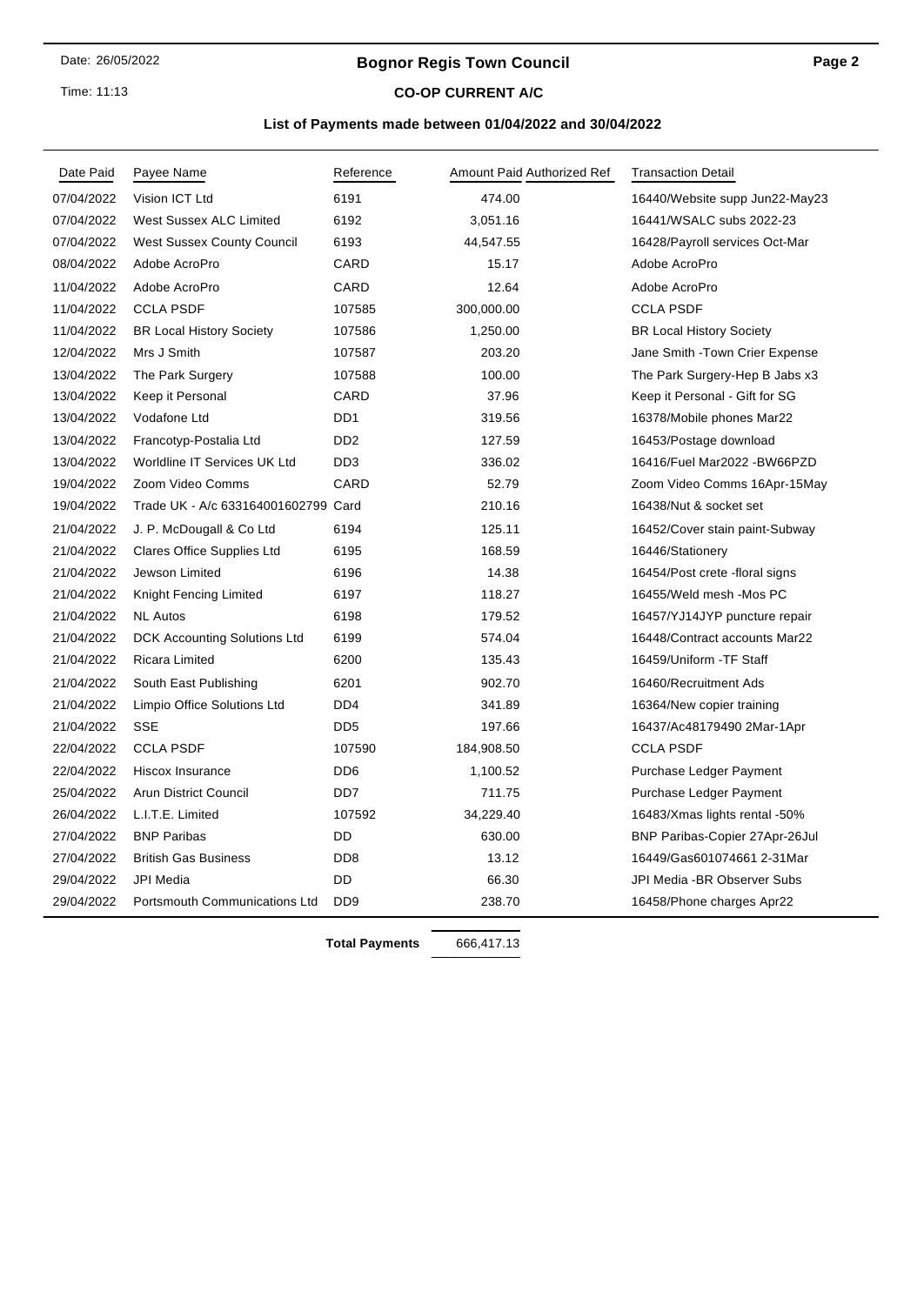Date: 26/05/2022

Time: 11:13

# Bognor Regis Town Council

## CO-OP CURRENT A/C

### List of Payments made between 01/04/2022 and 30/04/2022

| Date Paid | Payee Name | Reference | Amount Paid | Authorized Ref | Transaction Detail |
|---|---|---|---|---|---|
| 07/04/2022 | Vision ICT Ltd | 6191 | 474.00 | | 16440/Website supp Jun22-May23 |
| 07/04/2022 | West Sussex ALC Limited | 6192 | 3,051.16 | | 16441/WSALC subs 2022-23 |
| 07/04/2022 | West Sussex County Council | 6193 | 44,547.55 | | 16428/Payroll services Oct-Mar |
| 08/04/2022 | Adobe AcroPro | CARD | 15.17 | | Adobe AcroPro |
| 11/04/2022 | Adobe AcroPro | CARD | 12.64 | | Adobe AcroPro |
| 11/04/2022 | CCLA PSDF | 107585 | 300,000.00 | | CCLA PSDF |
| 11/04/2022 | BR Local History Society | 107586 | 1,250.00 | | BR Local History Society |
| 12/04/2022 | Mrs J Smith | 107587 | 203.20 | | Jane Smith -Town Crier Expense |
| 13/04/2022 | The Park Surgery | 107588 | 100.00 | | The Park Surgery-Hep B Jabs x3 |
| 13/04/2022 | Keep it Personal | CARD | 37.96 | | Keep it Personal - Gift for SG |
| 13/04/2022 | Vodafone Ltd | DD1 | 319.56 | | 16378/Mobile phones Mar22 |
| 13/04/2022 | Francotyp-Postalia Ltd | DD2 | 127.59 | | 16453/Postage download |
| 13/04/2022 | Worldline IT Services UK Ltd | DD3 | 336.02 | | 16416/Fuel Mar2022 -BW66PZD |
| 19/04/2022 | Zoom Video Comms | CARD | 52.79 | | Zoom Video Comms 16Apr-15May |
| 19/04/2022 | Trade UK - A/c 633164001602799 | Card | 210.16 | | 16438/Nut & socket set |
| 21/04/2022 | J. P. McDougall & Co Ltd | 6194 | 125.11 | | 16452/Cover stain paint-Subway |
| 21/04/2022 | Clares Office Supplies Ltd | 6195 | 168.59 | | 16446/Stationery |
| 21/04/2022 | Jewson Limited | 6196 | 14.38 | | 16454/Post crete -floral signs |
| 21/04/2022 | Knight Fencing Limited | 6197 | 118.27 | | 16455/Weld mesh -Mos PC |
| 21/04/2022 | NL Autos | 6198 | 179.52 | | 16457/YJ14JYP puncture repair |
| 21/04/2022 | DCK Accounting Solutions Ltd | 6199 | 574.04 | | 16448/Contract accounts Mar22 |
| 21/04/2022 | Ricara Limited | 6200 | 135.43 | | 16459/Uniform -TF Staff |
| 21/04/2022 | South East Publishing | 6201 | 902.70 | | 16460/Recruitment Ads |
| 21/04/2022 | Limpio Office Solutions Ltd | DD4 | 341.89 | | 16364/New copier training |
| 21/04/2022 | SSE | DD5 | 197.66 | | 16437/Ac48179490 2Mar-1Apr |
| 22/04/2022 | CCLA PSDF | 107590 | 184,908.50 | | CCLA PSDF |
| 22/04/2022 | Hiscox Insurance | DD6 | 1,100.52 | | Purchase Ledger Payment |
| 25/04/2022 | Arun District Council | DD7 | 711.75 | | Purchase Ledger Payment |
| 26/04/2022 | L.I.T.E. Limited | 107592 | 34,229.40 | | 16483/Xmas lights rental -50% |
| 27/04/2022 | BNP Paribas | DD | 630.00 | | BNP Paribas-Copier 27Apr-26Jul |
| 27/04/2022 | British Gas Business | DD8 | 13.12 | | 16449/Gas601074661 2-31Mar |
| 29/04/2022 | JPI Media | DD | 66.30 | | JPI Media -BR Observer Subs |
| 29/04/2022 | Portsmouth Communications Ltd | DD9 | 238.70 | | 16458/Phone charges Apr22 |
| | | **Total Payments** | 666,417.13 | | |